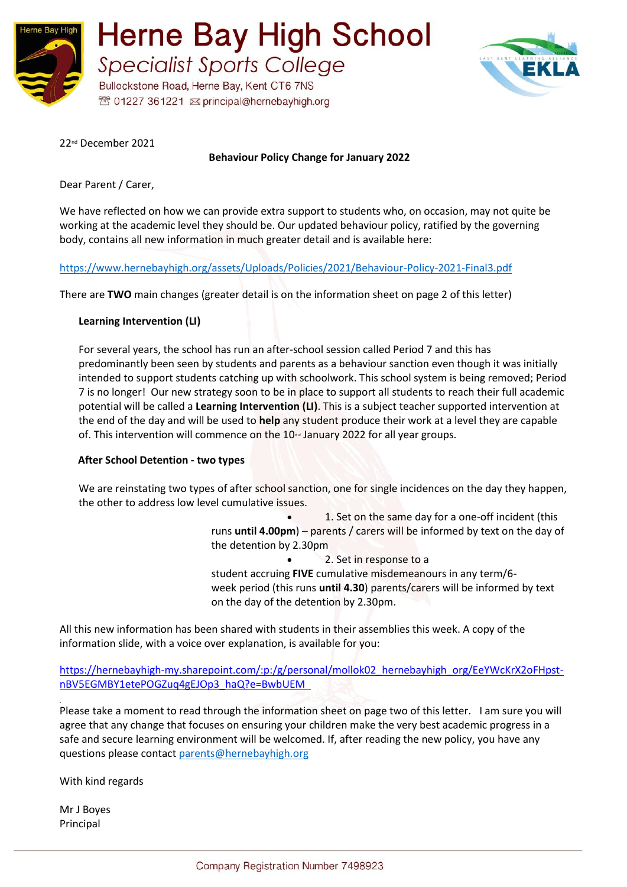# Herne Bay High School

*Specialist Sports College*

Bullockstone Road, Herne Bay, Kent CT6 7NS

01227 361221 principal@hernebayhigh.org

22nd December 2021

**Behaviour Policy Change for January 2022**

Dear Parent / Carer,

We have reflected on how we can provide extra support to students who, on occasion, may not quite be working at the academic level they should be. Our updated behaviour policy, ratified by the governing body, contains all new information in much greater detail and is available here:

https://www.hernebayhigh.org/assets/Uploads/Policies/2021/Behaviour-Policy-2021-Final3.pdf

There are **TWO** main changes (greater detail is on the information sheet on page 2 of this letter)

**Learning Intervention (LI)**

For several years, the school has run an after-school session called Period 7 and this has predominantly been seen by students and parents as a behaviour sanction even though it was initially intended to support students catching up with schoolwork. This school system is being removed; Period 7 is no longer! Our new strategy soon to be in place to support all students to reach their full academic potential will be called a **Learning Intervention (LI)**. This is a subject teacher supported intervention at the end of the day and will be used to **help** any student produce their work at a level they are capable of. This intervention will commence on the 10th January 2022 for all year groups.

**After School Detention - two types**

We are reinstating two types of after school sanction, one for single incidences on the day they happen, the other to address low level cumulative issues.

- 1. Set on the same day for a one-off incident (this runs **until 4.00pm**) – parents / carers will be informed by text on the day of the detention by 2.30pm
- 2. Set in response to a student accruing **FIVE** cumulative misdemeanours in any term/6-week period (this runs **until 4.30**) parents/carers will be informed by text on the day of the detention by 2.30pm.

All this new information has been shared with students in their assemblies this week. A copy of the information slide, with a voice over explanation, is available for you:

https://hernebayhigh-my.sharepoint.com/:p:/g/personal/mollok02_hernebayhigh_org/EeYWcKrX2oFHpst-nBV5EGMBY1etePOGZuq4gEJOp3_haQ?e=BwbUEM

Please take a moment to read through the information sheet on page two of this letter. I am sure you will agree that any change that focuses on ensuring your children make the very best academic progress in a safe and secure learning environment will be welcomed. If, after reading the new policy, you have any questions please contact parents@hernebayhigh.org

With kind regards

Mr J Boyes
Principal

Company Registration Number 7498923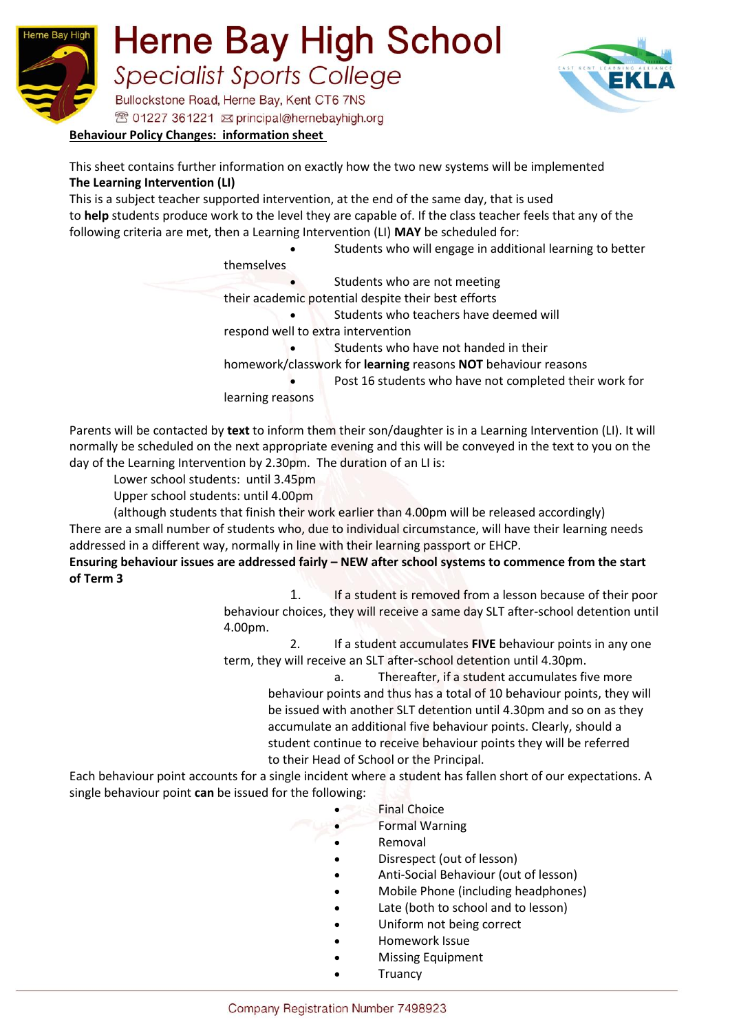# Herne Bay High School

## Specialist Sports College

Bullockstone Road, Herne Bay, Kent CT6 7NS

01227 361221 principal@hernebayhigh.org

**Behaviour Policy Changes: information sheet**

This sheet contains further information on exactly how the two new systems will be implemented

**The Learning Intervention (LI)**

This is a subject teacher supported intervention, at the end of the same day, that is used to **help** students produce work to the level they are capable of. If the class teacher feels that any of the following criteria are met, then a Learning Intervention (LI) **MAY** be scheduled for:

- Students who will engage in additional learning to better themselves
- Students who are not meeting their academic potential despite their best efforts
- Students who teachers have deemed will respond well to extra intervention
- Students who have not handed in their homework/classwork for **learning** reasons **NOT** behaviour reasons
- Post 16 students who have not completed their work for learning reasons

Parents will be contacted by **text** to inform them their son/daughter is in a Learning Intervention (LI). It will normally be scheduled on the next appropriate evening and this will be conveyed in the text to you on the day of the Learning Intervention by 2.30pm. The duration of an LI is:

Lower school students: until 3.45pm

Upper school students: until 4.00pm

(although students that finish their work earlier than 4.00pm will be released accordingly)

There are a small number of students who, due to individual circumstance, will have their learning needs addressed in a different way, normally in line with their learning passport or EHCP.

**Ensuring behaviour issues are addressed fairly – NEW after school systems to commence from the start of Term 3**

1. If a student is removed from a lesson because of their poor behaviour choices, they will receive a same day SLT after-school detention until 4.00pm.
2. If a student accumulates **FIVE** behaviour points in any one term, they will receive an SLT after-school detention until 4.30pm.
   a. Thereafter, if a student accumulates five more behaviour points and thus has a total of 10 behaviour points, they will be issued with another SLT detention until 4.30pm and so on as they accumulate an additional five behaviour points. Clearly, should a student continue to receive behaviour points they will be referred to their Head of School or the Principal.

Each behaviour point accounts for a single incident where a student has fallen short of our expectations. A single behaviour point **can** be issued for the following:

- Final Choice
- Formal Warning
- Removal
- Disrespect (out of lesson)
- Anti-Social Behaviour (out of lesson)
- Mobile Phone (including headphones)
- Late (both to school and to lesson)
- Uniform not being correct
- Homework Issue
- Missing Equipment
- Truancy

Company Registration Number 7498923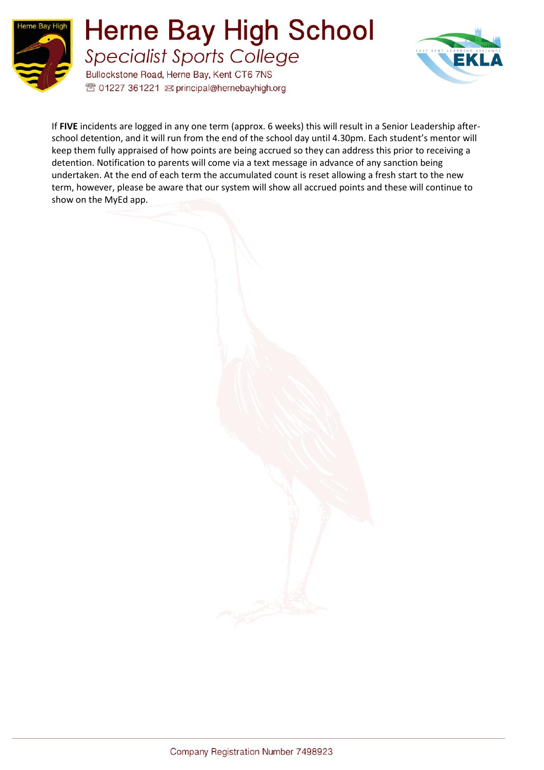If **FIVE** incidents are logged in any one term (approx. 6 weeks) this will result in a Senior Leadership after-school detention, and it will run from the end of the school day until 4.30pm. Each student's mentor will keep them fully appraised of how points are being accrued so they can address this prior to receiving a detention. Notification to parents will come via a text message in advance of any sanction being undertaken. At the end of each term the accumulated count is reset allowing a fresh start to the new term, however, please be aware that our system will show all accrued points and these will continue to show on the MyEd app.